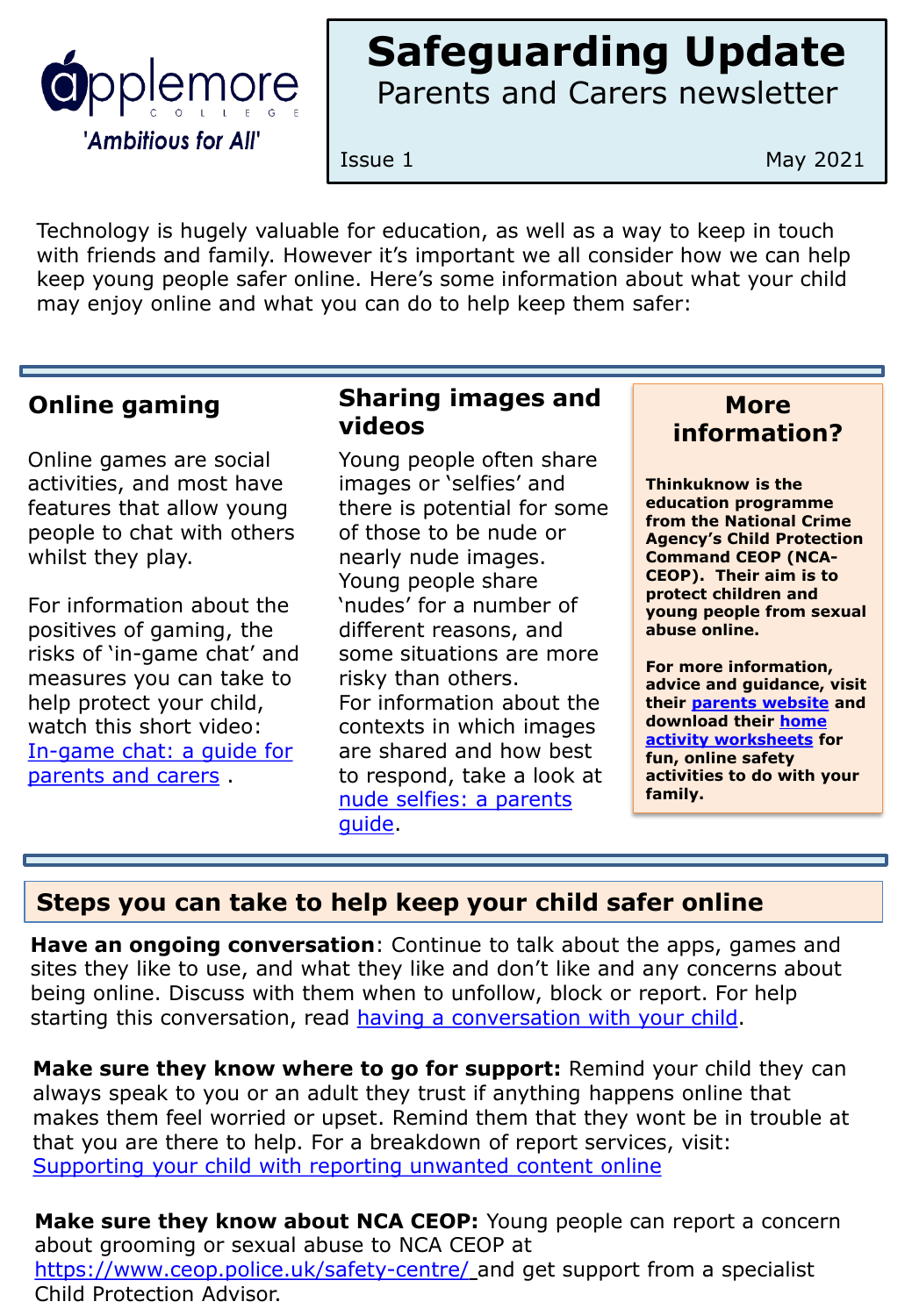applemore
COLLEGE
*'Ambitious for All'*

# Safeguarding Update

Parents and Carers newsletter

Issue 1 May 2021

Technology is hugely valuable for education, as well as a way to keep in touch with friends and family. However it's important we all consider how we can help keep young people safer online. Here's some information about what your child may enjoy online and what you can do to help keep them safer:

## Online gaming

Online games are social activities, and most have features that allow young people to chat with others whilst they play.

For information about the positives of gaming, the risks of 'in-game chat' and measures you can take to help protect your child, watch this short video: [In-game chat: a guide for parents and carers](#) .

## Sharing images and videos

Young people often share images or 'selfies' and there is potential for some of those to be nude or nearly nude images. Young people share 'nudes' for a number of different reasons, and some situations are more risky than others. For information about the contexts in which images are shared and how best to respond, take a look at [nude selfies: a parents guide](#).

## More information?

**Thinkuknow is the education programme from the National Crime Agency's Child Protection Command CEOP (NCA-CEOP). Their aim is to protect children and young people from sexual abuse online.**

**For more information, advice and guidance, visit their [parents website](#) and download their [home activity worksheets](#) for fun, online safety activities to do with your family.**

## Steps you can take to help keep your child safer online

**Have an ongoing conversation**: Continue to talk about the apps, games and sites they like to use, and what they like and don't like and any concerns about being online. Discuss with them when to unfollow, block or report. For help starting this conversation, read [having a conversation with your child](#).

**Make sure they know where to go for support:** Remind your child they can always speak to you or an adult they trust if anything happens online that makes them feel worried or upset. Remind them that they wont be in trouble at that you are there to help. For a breakdown of report services, visit: [Supporting your child with reporting unwanted content online](#)

**Make sure they know about NCA CEOP:** Young people can report a concern about grooming or sexual abuse to NCA CEOP at https://www.ceop.police.uk/safety-centre/ and get support from a specialist Child Protection Advisor.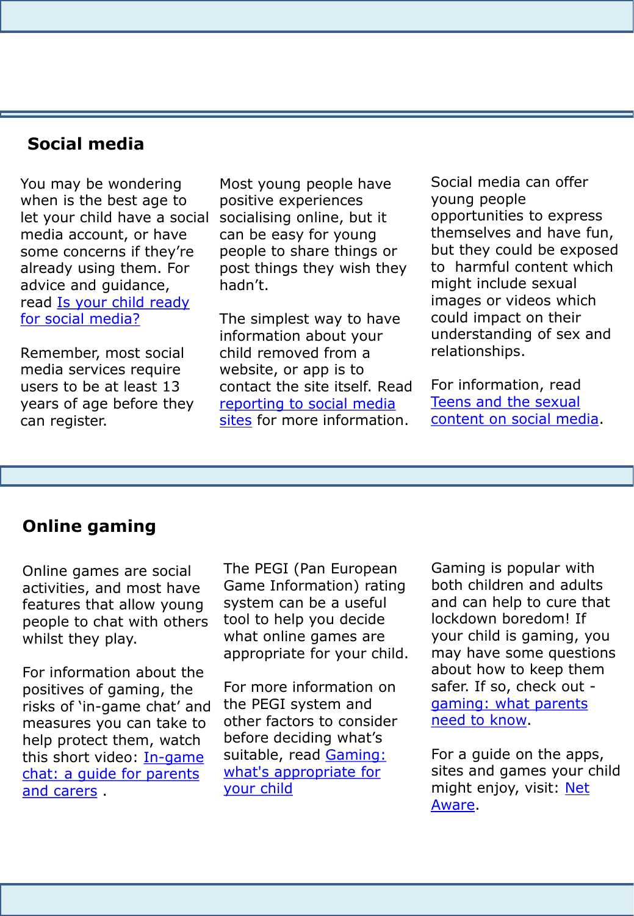## Social media

You may be wondering when is the best age to let your child have a social media account, or have some concerns if they're already using them. For advice and guidance, read Is your child ready for social media?

Remember, most social media services require users to be at least 13 years of age before they can register.

Most young people have positive experiences socialising online, but it can be easy for young people to share things or post things they wish they hadn't.

The simplest way to have information about your child removed from a website, or app is to contact the site itself. Read reporting to social media sites for more information.

Social media can offer young people opportunities to express themselves and have fun, but they could be exposed to harmful content which might include sexual images or videos which could impact on their understanding of sex and relationships.

For information, read Teens and the sexual content on social media.

## Online gaming

Online games are social activities, and most have features that allow young people to chat with others whilst they play.

For information about the positives of gaming, the risks of 'in-game chat' and measures you can take to help protect them, watch this short video: In-game chat: a guide for parents and carers .

The PEGI (Pan European Game Information) rating system can be a useful tool to help you decide what online games are appropriate for your child.

For more information on the PEGI system and other factors to consider before deciding what's suitable, read Gaming: what's appropriate for your child

Gaming is popular with both children and adults and can help to cure that lockdown boredom! If your child is gaming, you may have some questions about how to keep them safer. If so, check out - gaming: what parents need to know.

For a guide on the apps, sites and games your child might enjoy, visit: Net Aware.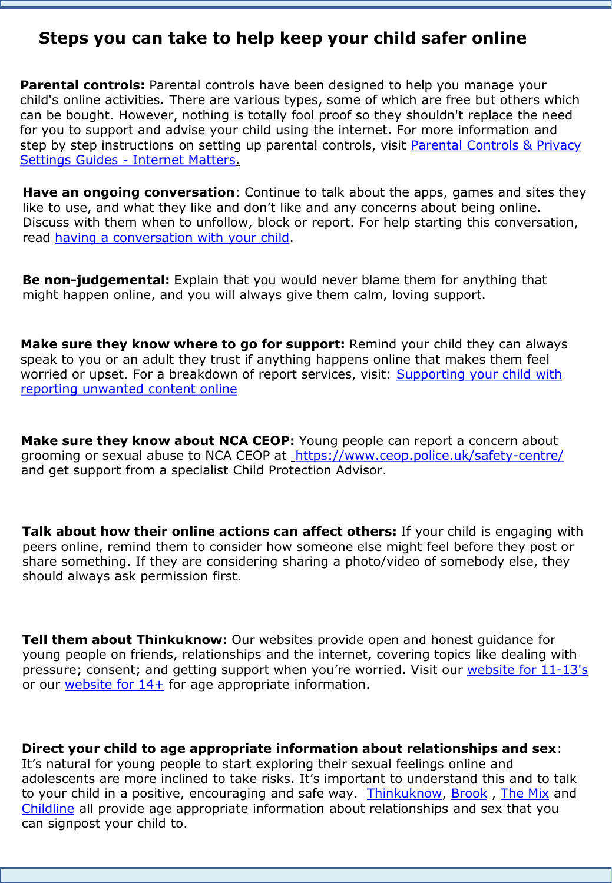## Steps you can take to help keep your child safer online

**Parental controls:** Parental controls have been designed to help you manage your child's online activities. There are various types, some of which are free but others which can be bought. However, nothing is totally fool proof so they shouldn't replace the need for you to support and advise your child using the internet. For more information and step by step instructions on setting up parental controls, visit Parental Controls & Privacy Settings Guides - Internet Matters.

**Have an ongoing conversation**: Continue to talk about the apps, games and sites they like to use, and what they like and don't like and any concerns about being online. Discuss with them when to unfollow, block or report. For help starting this conversation, read having a conversation with your child.

**Be non-judgemental:** Explain that you would never blame them for anything that might happen online, and you will always give them calm, loving support.

**Make sure they know where to go for support:** Remind your child they can always speak to you or an adult they trust if anything happens online that makes them feel worried or upset. For a breakdown of report services, visit: Supporting your child with reporting unwanted content online

**Make sure they know about NCA CEOP:** Young people can report a concern about grooming or sexual abuse to NCA CEOP at https://www.ceop.police.uk/safety-centre/ and get support from a specialist Child Protection Advisor.

**Talk about how their online actions can affect others:** If your child is engaging with peers online, remind them to consider how someone else might feel before they post or share something. If they are considering sharing a photo/video of somebody else, they should always ask permission first.

**Tell them about Thinkuknow:** Our websites provide open and honest guidance for young people on friends, relationships and the internet, covering topics like dealing with pressure; consent; and getting support when you're worried. Visit our website for 11-13's or our website for 14+ for age appropriate information.

**Direct your child to age appropriate information about relationships and sex**: It's natural for young people to start exploring their sexual feelings online and adolescents are more inclined to take risks. It's important to understand this and to talk to your child in a positive, encouraging and safe way. Thinkuknow, Brook , The Mix and Childline all provide age appropriate information about relationships and sex that you can signpost your child to.